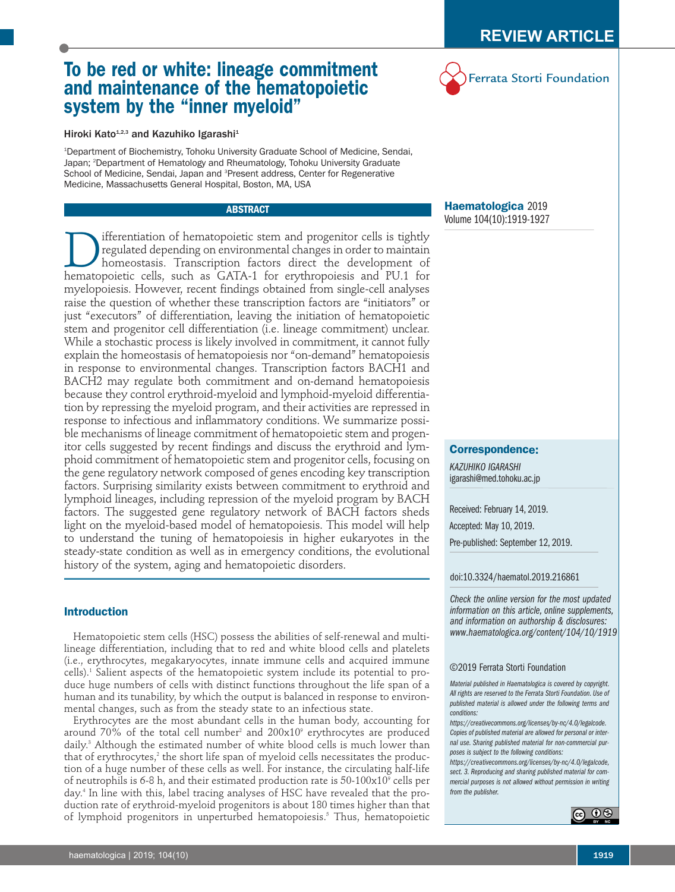REVIEW ARTICLE

# To be red or white: lineage commitment and maintenance of the hematopoietic system by the "inner myeloid"

Hiroki Kato[1,2,3] and Kazuhiko Igarashi[1]

[1]Department of Biochemistry, Tohoku University Graduate School of Medicine, Sendai, Japan; [2]Department of Hematology and Rheumatology, Tohoku University Graduate School of Medicine, Sendai, Japan and [3]Present address, Center for Regenerative Medicine, Massachusetts General Hospital, Boston, MA, USA

**Haematologica** 2019
Volume 104(10):1919-1927

## ABSTRACT

Differentiation of hematopoietic stem and progenitor cells is tightly regulated depending on environmental changes in order to maintain homeostasis. Transcription factors direct the development of hematopoietic cells, such as GATA-1 for erythropoiesis and PU.1 for myelopoiesis. However, recent findings obtained from single-cell analyses raise the question of whether these transcription factors are "initiators" or just "executors" of differentiation, leaving the initiation of hematopoietic stem and progenitor cell differentiation (i.e. lineage commitment) unclear. While a stochastic process is likely involved in commitment, it cannot fully explain the homeostasis of hematopoiesis nor "on-demand" hematopoiesis in response to environmental changes. Transcription factors BACH1 and BACH2 may regulate both commitment and on-demand hematopoiesis because they control erythroid-myeloid and lymphoid-myeloid differentiation by repressing the myeloid program, and their activities are repressed in response to infectious and inflammatory conditions. We summarize possible mechanisms of lineage commitment of hematopoietic stem and progenitor cells suggested by recent findings and discuss the erythroid and lymphoid commitment of hematopoietic stem and progenitor cells, focusing on the gene regulatory network composed of genes encoding key transcription factors. Surprising similarity exists between commitment to erythroid and lymphoid lineages, including repression of the myeloid program by BACH factors. The suggested gene regulatory network of BACH factors sheds light on the myeloid-based model of hematopoiesis. This model will help to understand the tuning of hematopoiesis in higher eukaryotes in the steady-state condition as well as in emergency conditions, the evolutionary history of the system, aging and hematopoietic disorders.

## Introduction

Hematopoietic stem cells (HSC) possess the abilities of self-renewal and multilineage differentiation, including that to red and white blood cells and platelets (i.e., erythrocytes, megakaryocytes, innate immune cells and acquired immune cells).[1] Salient aspects of the hematopoietic system include its potential to produce huge numbers of cells with distinct functions throughout the life span of a human and its tunability, by which the output is balanced in response to environmental changes, such as from the steady state to an infectious state.

Erythrocytes are the most abundant cells in the human body, accounting for around 70% of the total cell number[2] and $200 \times 10^9$ erythrocytes are produced daily.[3] Although the estimated number of white blood cells is much lower than that of erythrocytes,[2] the short life span of myeloid cells necessitates the production of a huge number of these cells as well. For instance, the circulating half-life of neutrophils is 6-8 h, and their estimated production rate is $50\text{-}100 \times 10^9$ cells per day.[4] In line with this, label tracing analyses of HSC have revealed that the production rate of erythroid-myeloid progenitors is about 180 times higher than that of lymphoid progenitors in unperturbed hematopoiesis.[5] Thus, hematopoietic

**Correspondence:**

*KAZUHIKO IGARASHI*
igarashi@med.tohoku.ac.jp

Received: February 14, 2019.
Accepted: May 10, 2019.
Pre-published: September 12, 2019.

doi:10.3324/haematol.2019.216861

*Check the online version for the most updated information on this article, online supplements, and information on authorship & disclosures: www.haematologica.org/content/104/10/1919*

©2019 Ferrata Storti Foundation

*Material published in Haematologica is covered by copyright. All rights are reserved to the Ferrata Storti Foundation. Use of published material is allowed under the following terms and conditions: https://creativecommons.org/licenses/by-nc/4.0/legalcode. Copies of published material are allowed for personal or internal use. Sharing published material for non-commercial purposes is subject to the following conditions: https://creativecommons.org/licenses/by-nc/4.0/legalcode, sect. 3. Reproducing and sharing published material for commercial purposes is not allowed without permission in writing from the publisher.*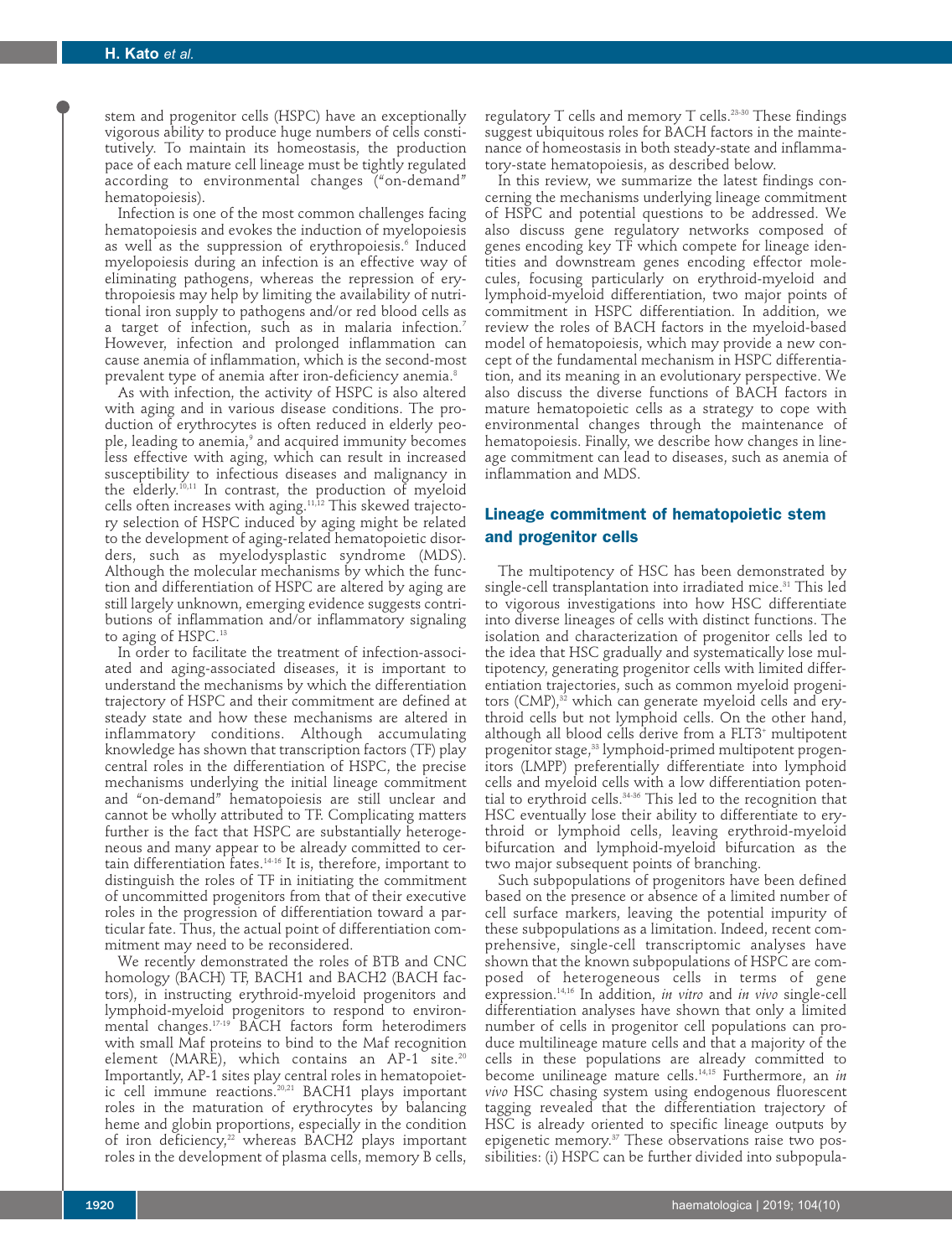stem and progenitor cells (HSPC) have an exceptionally vigorous ability to produce huge numbers of cells constitutively. To maintain its homeostasis, the production pace of each mature cell lineage must be tightly regulated according to environmental changes ("on-demand" hematopoiesis).

Infection is one of the most common challenges facing hematopoiesis and evokes the induction of myelopoiesis as well as the suppression of erythropoiesis.[6] Induced myelopoiesis during an infection is an effective way of eliminating pathogens, whereas the repression of erythropoiesis may help by limiting the availability of nutritional iron supply to pathogens and/or red blood cells as a target of infection, such as in malaria infection.[7] However, infection and prolonged inflammation can cause anemia of inflammation, which is the second-most prevalent type of anemia after iron-deficiency anemia.[8]

As with infection, the activity of HSPC is also altered with aging and in various disease conditions. The production of erythrocytes is often reduced in elderly people, leading to anemia,[9] and acquired immunity becomes less effective with aging, which can result in increased susceptibility to infectious diseases and malignancy in the elderly.[10,11] In contrast, the production of myeloid cells often increases with aging.[11,12] This skewed trajectory selection of HSPC induced by aging might be related to the development of aging-related hematopoietic disorders, such as myelodysplastic syndrome (MDS). Although the molecular mechanisms by which the function and differentiation of HSPC are altered by aging are still largely unknown, emerging evidence suggests contributions of inflammation and/or inflammatory signaling to aging of HSPC.[13]

In order to facilitate the treatment of infection-associated and aging-associated diseases, it is important to understand the mechanisms by which the differentiation trajectory of HSPC and their commitment are defined at steady state and how these mechanisms are altered in inflammatory conditions. Although accumulating knowledge has shown that transcription factors (TF) play central roles in the differentiation of HSPC, the precise mechanisms underlying the initial lineage commitment and "on-demand" hematopoiesis are still unclear and cannot be wholly attributed to TF. Complicating matters further is the fact that HSPC are substantially heterogeneous and many appear to be already committed to certain differentiation fates.[14-16] It is, therefore, important to distinguish the roles of TF in initiating the commitment of uncommitted progenitors from that of their executive roles in the progression of differentiation toward a particular fate. Thus, the actual point of differentiation commitment may need to be reconsidered.

We recently demonstrated the roles of BTB and CNC homology (BACH) TF, BACH1 and BACH2 (BACH factors), in instructing erythroid-myeloid progenitors and lymphoid-myeloid progenitors to respond to environmental changes.[17-19] BACH factors form heterodimers with small Maf proteins to bind to the Maf recognition element (MARE), which contains an AP-1 site.[20] Importantly, AP-1 sites play central roles in hematopoietic cell immune reactions.[20,21] BACH1 plays important roles in the maturation of erythrocytes by balancing heme and globin proportions, especially in the condition of iron deficiency,[22] whereas BACH2 plays important roles in the development of plasma cells, memory B cells, regulatory T cells and memory T cells.[23-30] These findings suggest ubiquitous roles for BACH factors in the maintenance of homeostasis in both steady-state and inflammatory-state hematopoiesis, as described below.

In this review, we summarize the latest findings concerning the mechanisms underlying lineage commitment of HSPC and potential questions to be addressed. We also discuss gene regulatory networks composed of genes encoding key TF which compete for lineage identities and downstream genes encoding effector molecules, focusing particularly on erythroid-myeloid and lymphoid-myeloid differentiation, two major points of commitment in HSPC differentiation. In addition, we review the roles of BACH factors in the myeloid-based model of hematopoiesis, which may provide a new concept of the fundamental mechanism in HSPC differentiation, and its meaning in an evolutionary perspective. We also discuss the diverse functions of BACH factors in mature hematopoietic cells as a strategy to cope with environmental changes through the maintenance of hematopoiesis. Finally, we describe how changes in lineage commitment can lead to diseases, such as anemia of inflammation and MDS.

## Lineage commitment of hematopoietic stem and progenitor cells

The multipotency of HSC has been demonstrated by single-cell transplantation into irradiated mice.[31] This led to vigorous investigations into how HSC differentiate into diverse lineages of cells with distinct functions. The isolation and characterization of progenitor cells led to the idea that HSC gradually and systematically lose multipotency, generating progenitor cells with limited differentiation trajectories, such as common myeloid progenitors (CMP),[32] which can generate myeloid cells and erythroid cells but not lymphoid cells. On the other hand, although all blood cells derive from a FLT3$^+$ multipotent progenitor stage,[33] lymphoid-primed multipotent progenitors (LMPP) preferentially differentiate into lymphoid cells and myeloid cells with a low differentiation potential to erythroid cells.[34-36] This led to the recognition that HSC eventually lose their ability to differentiate to erythroid or lymphoid cells, leaving erythroid-myeloid bifurcation and lymphoid-myeloid bifurcation as the two major subsequent points of branching.

Such subpopulations of progenitors have been defined based on the presence or absence of a limited number of cell surface markers, leaving the potential impurity of these subpopulations as a limitation. Indeed, recent comprehensive, single-cell transcriptomic analyses have shown that the known subpopulations of HSPC are composed of heterogeneous cells in terms of gene expression.[14,16] In addition, *in vitro* and *in vivo* single-cell differentiation analyses have shown that only a limited number of cells in progenitor cell populations can produce multilineage mature cells and that a majority of the cells in these populations are already committed to become unilineage mature cells.[14,15] Furthermore, an *in vivo* HSC chasing system using endogenous fluorescent tagging revealed that the differentiation trajectory of HSC is already oriented to specific lineage outputs by epigenetic memory.[37] These observations raise two possibilities: (i) HSPC can be further divided into subpopula-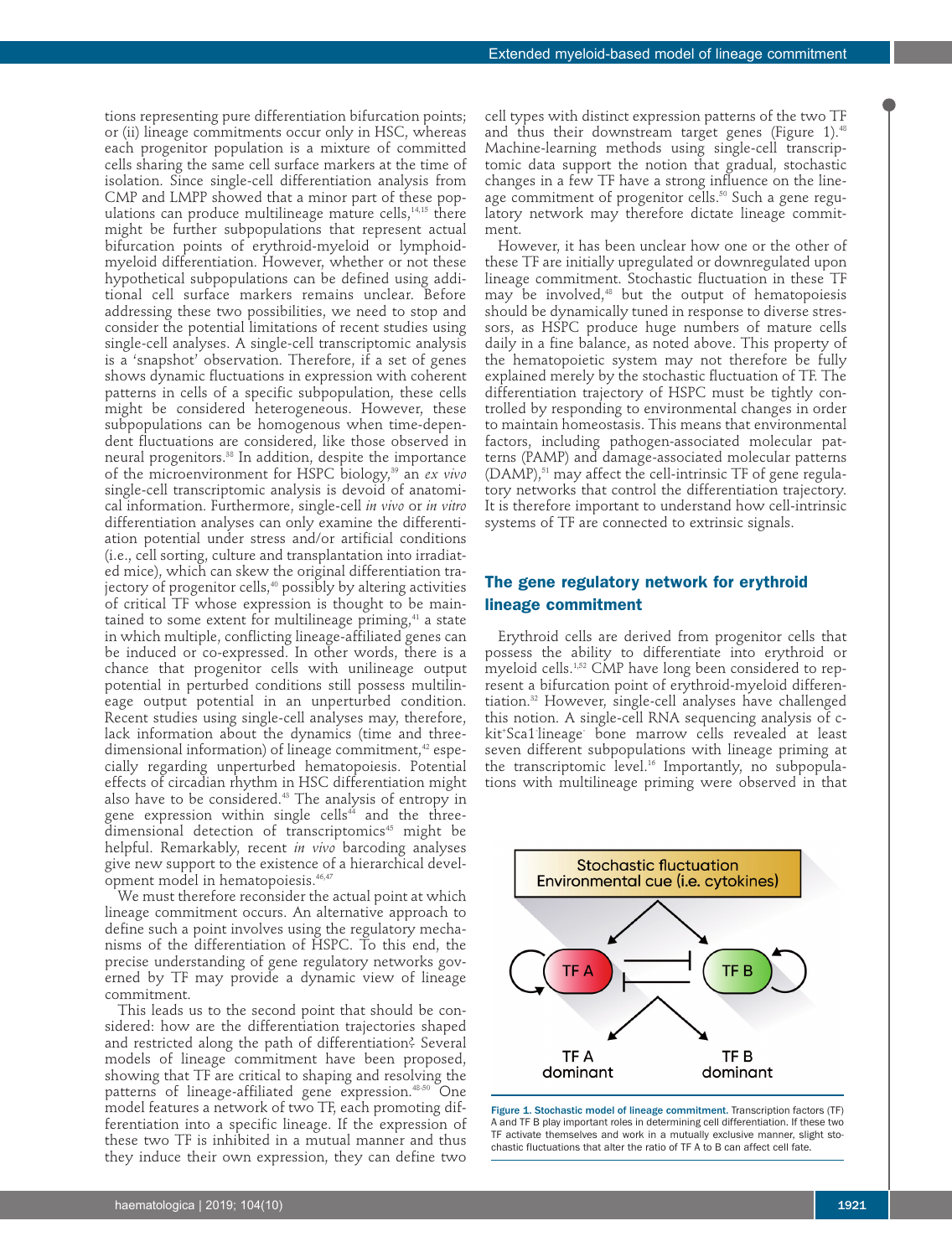tions representing pure differentiation bifurcation points; or (ii) lineage commitments occur only in HSC, whereas each progenitor population is a mixture of committed cells sharing the same cell surface markers at the time of isolation. Since single-cell differentiation analysis from CMP and LMPP showed that a minor part of these populations can produce multilineage mature cells,[14,15] there might be further subpopulations that represent actual bifurcation points of erythroid-myeloid or lymphoid-myeloid differentiation. However, whether or not these hypothetical subpopulations can be defined using additional cell surface markers remains unclear. Before addressing these two possibilities, we need to stop and consider the potential limitations of recent studies using single-cell analyses. A single-cell transcriptomic analysis is a 'snapshot' observation. Therefore, if a set of genes shows dynamic fluctuations in expression with coherent patterns in cells of a specific subpopulation, these cells might be considered heterogeneous. However, these subpopulations can be homogenous when time-dependent fluctuations are considered, like those observed in neural progenitors.[38] In addition, despite the importance of the microenvironment for HSPC biology,[39] an *ex vivo* single-cell transcriptomic analysis is devoid of anatomical information. Furthermore, single-cell *in vivo* or *in vitro* differentiation analyses can only examine the differentiation potential under stress and/or artificial conditions (i.e., cell sorting, culture and transplantation into irradiated mice), which can skew the original differentiation trajectory of progenitor cells,[40] possibly by altering activities of critical TF whose expression is thought to be maintained to some extent for multilineage priming,[41] a state in which multiple, conflicting lineage-affiliated genes can be induced or co-expressed. In other words, there is a chance that progenitor cells with unilineage output potential in perturbed conditions still possess multilineage output potential in an unperturbed condition. Recent studies using single-cell analyses may, therefore, lack information about the dynamics (time and three-dimensional information) of lineage commitment,[42] especially regarding unperturbed hematopoiesis. Potential effects of circadian rhythm in HSC differentiation might also have to be considered.[43] The analysis of entropy in gene expression within single cells[44] and the three-dimensional detection of transcriptomics[45] might be helpful. Remarkably, recent *in vivo* barcoding analyses give new support to the existence of a hierarchical development model in hematopoiesis.[46,47]

We must therefore reconsider the actual point at which lineage commitment occurs. An alternative approach to define such a point involves using the regulatory mechanisms of the differentiation of HSPC. To this end, the precise understanding of gene regulatory networks governed by TF may provide a dynamic view of lineage commitment.

This leads us to the second point that should be considered: how are the differentiation trajectories shaped and restricted along the path of differentiation? Several models of lineage commitment have been proposed, showing that TF are critical to shaping and resolving the patterns of lineage-affiliated gene expression.[48-50] One model features a network of two TF, each promoting differentiation into a specific lineage. If the expression of these two TF is inhibited in a mutual manner and thus they induce their own expression, they can define two cell types with distinct expression patterns of the two TF and thus their downstream target genes (Figure 1).[48] Machine-learning methods using single-cell transcriptomic data support the notion that gradual, stochastic changes in a few TF have a strong influence on the lineage commitment of progenitor cells.[50] Such a gene regulatory network may therefore dictate lineage commitment.

However, it has been unclear how one or the other of these TF are initially upregulated or downregulated upon lineage commitment. Stochastic fluctuation in these TF may be involved,[48] but the output of hematopoiesis should be dynamically tuned in response to diverse stressors, as HSPC produce huge numbers of mature cells daily in a fine balance, as noted above. This property of the hematopoietic system may not therefore be fully explained merely by the stochastic fluctuation of TF. The differentiation trajectory of HSPC must be tightly controlled by responding to environmental changes in order to maintain homeostasis. This means that environmental factors, including pathogen-associated molecular patterns (PAMP) and damage-associated molecular patterns (DAMP),[51] may affect the cell-intrinsic TF of gene regulatory networks that control the differentiation trajectory. It is therefore important to understand how cell-intrinsic systems of TF are connected to extrinsic signals.

## The gene regulatory network for erythroid lineage commitment

Erythroid cells are derived from progenitor cells that possess the ability to differentiate into erythroid or myeloid cells.[1,52] CMP have long been considered to represent a bifurcation point of erythroid-myeloid differentiation.[32] However, single-cell analyses have challenged this notion. A single-cell RNA sequencing analysis of c-kit$^{+}$Sca1$^{-}$lineage$^{-}$ bone marrow cells revealed at least seven different subpopulations with lineage priming at the transcriptomic level.[16] Importantly, no subpopulations with multilineage priming were observed in that

**Figure 1. Stochastic model of lineage commitment.** Transcription factors (TF) A and TF B play important roles in determining cell differentiation. If these two TF activate themselves and work in a mutually exclusive manner, slight stochastic fluctuations that alter the ratio of TF A to B can affect cell fate.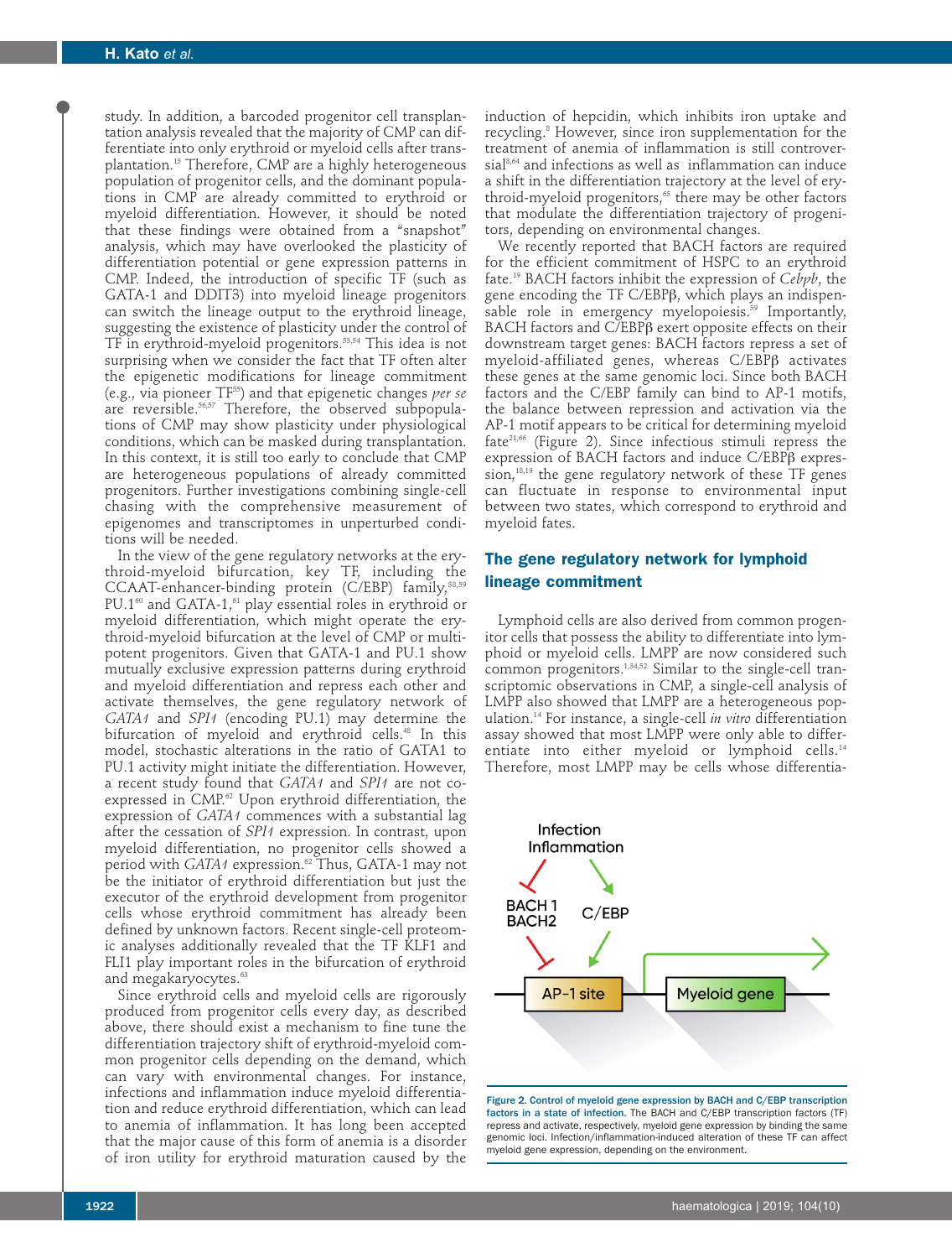study. In addition, a barcoded progenitor cell transplantation analysis revealed that the majority of CMP can differentiate into only erythroid or myeloid cells after transplantation.[15] Therefore, CMP are a highly heterogeneous population of progenitor cells, and the dominant populations in CMP are already committed to erythroid or myeloid differentiation. However, it should be noted that these findings were obtained from a "snapshot" analysis, which may have overlooked the plasticity of differentiation potential or gene expression patterns in CMP. Indeed, the introduction of specific TF (such as GATA-1 and DDIT3) into myeloid lineage progenitors can switch the lineage output to the erythroid lineage, suggesting the existence of plasticity under the control of TF in erythroid-myeloid progenitors.[53,54] This idea is not surprising when we consider the fact that TF often alter the epigenetic modifications for lineage commitment (e.g., via pioneer TF[55]) and that epigenetic changes *per se* are reversible.[56,57] Therefore, the observed subpopulations of CMP may show plasticity under physiological conditions, which can be masked during transplantation. In this context, it is still too early to conclude that CMP are heterogeneous populations of already committed progenitors. Further investigations combining single-cell chasing with the comprehensive measurement of epigenomes and transcriptomes in unperturbed conditions will be needed.

In the view of the gene regulatory networks at the erythroid-myeloid bifurcation, key TF, including the CCAAT-enhancer-binding protein (C/EBP) family,[58,59] PU.1[60] and GATA-1,[61] play essential roles in erythroid or myeloid differentiation, which might operate the erythroid-myeloid bifurcation at the level of CMP or multipotent progenitors. Given that GATA-1 and PU.1 show mutually exclusive expression patterns during erythroid and myeloid differentiation and repress each other and activate themselves, the gene regulatory network of *GATA1* and *SPI1* (encoding PU.1) may determine the bifurcation of myeloid and erythroid cells.[48] In this model, stochastic alterations in the ratio of GATA1 to PU.1 activity might initiate the differentiation. However, a recent study found that *GATA1* and *SPI1* are not coexpressed in CMP.[62] Upon erythroid differentiation, the expression of *GATA1* commences with a substantial lag after the cessation of *SPI1* expression. In contrast, upon myeloid differentiation, no progenitor cells showed a period with *GATA1* expression.[62] Thus, GATA-1 may not be the initiator of erythroid differentiation but just the executor of the erythroid development from progenitor cells whose erythroid commitment has already been defined by unknown factors. Recent single-cell proteomic analyses additionally revealed that the TF KLF1 and FLI1 play important roles in the bifurcation of erythroid and megakaryocytes.[63]

Since erythroid cells and myeloid cells are rigorously produced from progenitor cells every day, as described above, there should exist a mechanism to fine tune the differentiation trajectory shift of erythroid-myeloid common progenitor cells depending on the demand, which can vary with environmental changes. For instance, infections and inflammation induce myeloid differentiation and reduce erythroid differentiation, which can lead to anemia of inflammation. It has long been accepted that the major cause of this form of anemia is a disorder of iron utility for erythroid maturation caused by the induction of hepcidin, which inhibits iron uptake and recycling.[8] However, since iron supplementation for the treatment of anemia of inflammation is still controversial[8,64] and infections as well as inflammation can induce a shift in the differentiation trajectory at the level of erythroid-myeloid progenitors,[65] there may be other factors that modulate the differentiation trajectory of progenitors, depending on environmental changes.

We recently reported that BACH factors are required for the efficient commitment of HSPC to an erythroid fate.[19] BACH factors inhibit the expression of *Cebpb*, the gene encoding the TF C/EBPβ, which plays an indispensable role in emergency myelopoiesis.[59] Importantly, BACH factors and C/EBPβ exert opposite effects on their downstream target genes: BACH factors repress a set of myeloid-affiliated genes, whereas C/EBPβ activates these genes at the same genomic loci. Since both BACH factors and the C/EBP family can bind to AP-1 motifs, the balance between repression and activation via the AP-1 motif appears to be critical for determining myeloid fate[21,66] (Figure 2). Since infectious stimuli repress the expression of BACH factors and induce C/EBPβ expression,[18,19] the gene regulatory network of these TF genes can fluctuate in response to environmental input between two states, which correspond to erythroid and myeloid fates.

## The gene regulatory network for lymphoid lineage commitment

Lymphoid cells are also derived from common progenitor cells that possess the ability to differentiate into lymphoid or myeloid cells. LMPP are now considered such common progenitors.[1,34,52] Similar to the single-cell transcriptomic observations in CMP, a single-cell analysis of LMPP also showed that LMPP are a heterogeneous population.[14] For instance, a single-cell *in vitro* differentiation assay showed that most LMPP were only able to differentiate into either myeloid or lymphoid cells.[14] Therefore, most LMPP may be cells whose differentia-

**Figure 2. Control of myeloid gene expression by BACH and C/EBP transcription factors in a state of infection.** The BACH and C/EBP transcription factors (TF) repress and activate, respectively, myeloid gene expression by binding the same genomic loci. Infection/inflammation-induced alteration of these TF can affect myeloid gene expression, depending on the environment.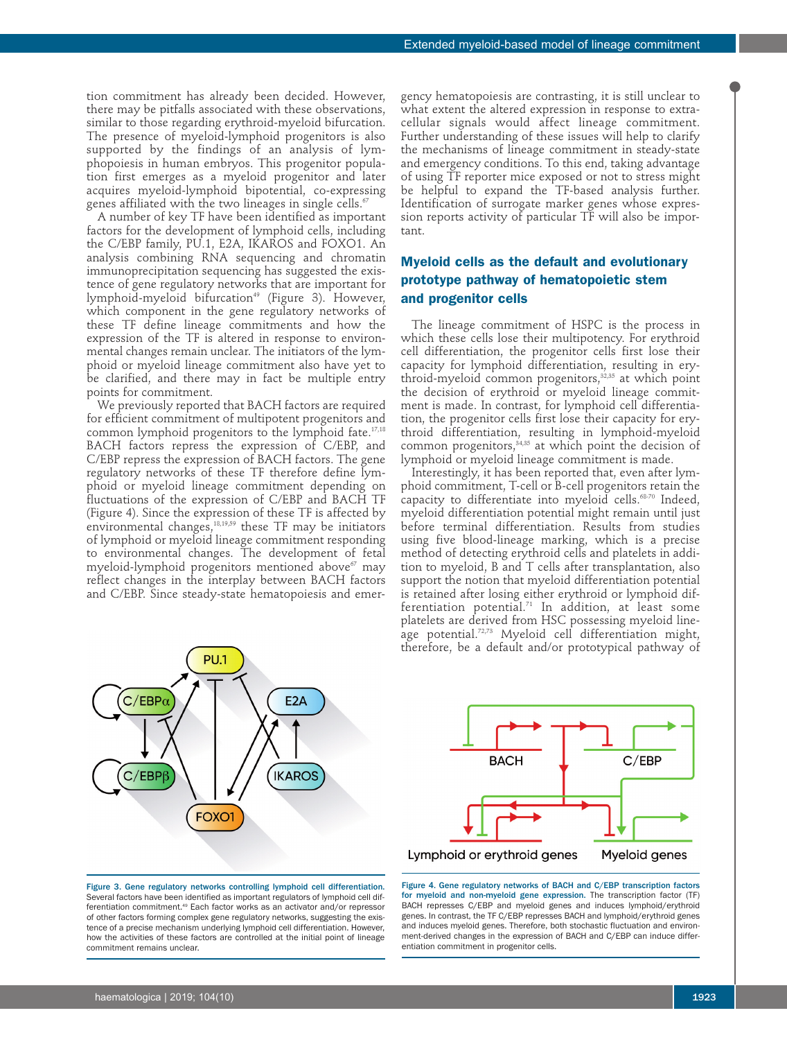tion commitment has already been decided. However, there may be pitfalls associated with these observations, similar to those regarding erythroid-myeloid bifurcation. The presence of myeloid-lymphoid progenitors is also supported by the findings of an analysis of lymphopoiesis in human embryos. This progenitor population first emerges as a myeloid progenitor and later acquires myeloid-lymphoid bipotential, co-expressing genes affiliated with the two lineages in single cells.[67]

A number of key TF have been identified as important factors for the development of lymphoid cells, including the C/EBP family, PU.1, E2A, IKAROS and FOXO1. An analysis combining RNA sequencing and chromatin immunoprecipitation sequencing has suggested the existence of gene regulatory networks that are important for lymphoid-myeloid bifurcation[49] (Figure 3). However, which component in the gene regulatory networks of these TF define lineage commitments and how the expression of the TF is altered in response to environmental changes remain unclear. The initiators of the lymphoid or myeloid lineage commitment also have yet to be clarified, and there may in fact be multiple entry points for commitment.

We previously reported that BACH factors are required for efficient commitment of multipotent progenitors and common lymphoid progenitors to the lymphoid fate.[17,18] BACH factors repress the expression of C/EBP, and C/EBP repress the expression of BACH factors. The gene regulatory networks of these TF therefore define lymphoid or myeloid lineage commitment depending on fluctuations of the expression of C/EBP and BACH TF (Figure 4). Since the expression of these TF is affected by environmental changes,[18,19,59] these TF may be initiators of lymphoid or myeloid lineage commitment responding to environmental changes. The development of fetal myeloid-lymphoid progenitors mentioned above[67] may reflect changes in the interplay between BACH factors and C/EBP. Since steady-state hematopoiesis and emergency hematopoiesis are contrasting, it is still unclear to what extent the altered expression in response to extracellular signals would affect lineage commitment. Further understanding of these issues will help to clarify the mechanisms of lineage commitment in steady-state and emergency conditions. To this end, taking advantage of using TF reporter mice exposed or not to stress might be helpful to expand the TF-based analysis further. Identification of surrogate marker genes whose expression reports activity of particular TF will also be important.

Figure 3. Gene regulatory networks controlling lymphoid cell differentiation. Several factors have been identified as important regulators of lymphoid cell differentiation commitment.[49] Each factor works as an activator and/or repressor of other factors forming complex gene regulatory networks, suggesting the existence of a precise mechanism underlying lymphoid cell differentiation. However, how the activities of these factors are controlled at the initial point of lineage commitment remains unclear.

## Myeloid cells as the default and evolutionary prototype pathway of hematopoietic stem and progenitor cells

The lineage commitment of HSPC is the process in which these cells lose their multipotency. For erythroid cell differentiation, the progenitor cells first lose their capacity for lymphoid differentiation, resulting in erythroid-myeloid common progenitors,[32,35] at which point the decision of erythroid or myeloid lineage commitment is made. In contrast, for lymphoid cell differentiation, the progenitor cells first lose their capacity for erythroid differentiation, resulting in lymphoid-myeloid common progenitors,[34,35] at which point the decision of lymphoid or myeloid lineage commitment is made.

Interestingly, it has been reported that, even after lymphoid commitment, T-cell or B-cell progenitors retain the capacity to differentiate into myeloid cells.[68-70] Indeed, myeloid differentiation potential might remain until just before terminal differentiation. Results from studies using five blood-lineage marking, which is a precise method of detecting erythroid cells and platelets in addition to myeloid, B and T cells after transplantation, also support the notion that myeloid differentiation potential is retained after losing either erythroid or lymphoid differentiation potential.[71] In addition, at least some platelets are derived from HSC possessing myeloid lineage potential.[72,73] Myeloid cell differentiation might, therefore, be a default and/or prototypical pathway of

Figure 4. Gene regulatory networks of BACH and C/EBP transcription factors for myeloid and non-myeloid gene expression. The transcription factor (TF) BACH represses C/EBP and myeloid genes and induces lymphoid/erythroid genes. In contrast, the TF C/EBP represses BACH and lymphoid/erythroid genes and induces myeloid genes. Therefore, both stochastic fluctuation and environment-derived changes in the expression of BACH and C/EBP can induce differentiation commitment in progenitor cells.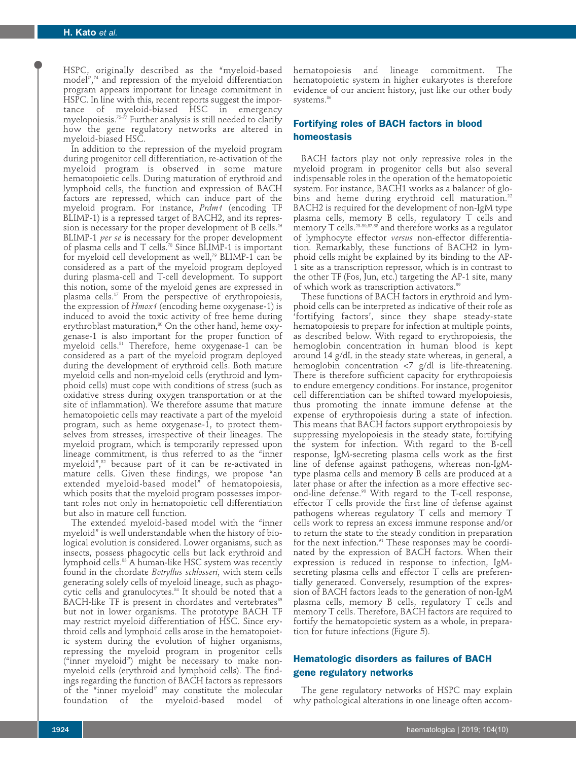HSPC, originally described as the "myeloid-based model",[74] and repression of the myeloid differentiation program appears important for lineage commitment in HSPC. In line with this, recent reports suggest the importance of myeloid-biased HSC in emergency myelopoiesis.[75-77] Further analysis is still needed to clarify how the gene regulatory networks are altered in myeloid-biased HSC.

In addition to the repression of the myeloid program during progenitor cell differentiation, re-activation of the myeloid program is observed in some mature hematopoietic cells. During maturation of erythroid and lymphoid cells, the function and expression of BACH factors are repressed, which can induce part of the myeloid program. For instance, *Prdm1* (encoding TF BLIMP-1) is a repressed target of BACH2, and its repression is necessary for the proper development of B cells.[26] BLIMP-1 *per se* is necessary for the proper development of plasma cells and T cells.[78] Since BLIMP-1 is important for myeloid cell development as well,[79] BLIMP-1 can be considered as a part of the myeloid program deployed during plasma-cell and T-cell development. To support this notion, some of the myeloid genes are expressed in plasma cells.[17] From the perspective of erythropoiesis, the expression of *Hmox1* (encoding heme oxygenase-1) is induced to avoid the toxic activity of free heme during erythroblast maturation,[80] On the other hand, heme oxygenase-1 is also important for the proper function of myeloid cells.[81] Therefore, heme oxygenase-1 can be considered as a part of the myeloid program deployed during the development of erythroid cells. Both mature myeloid cells and non-myeloid cells (erythroid and lymphoid cells) must cope with conditions of stress (such as oxidative stress during oxygen transportation or at the site of inflammation). We therefore assume that mature hematopoietic cells may reactivate a part of the myeloid program, such as heme oxygenase-1, to protect themselves from stresses, irrespective of their lineages. The myeloid program, which is temporarily repressed upon lineage commitment, is thus referred to as the "inner myeloid",[82] because part of it can be re-activated in mature cells. Given these findings, we propose "an extended myeloid-based model" of hematopoiesis, which posits that the myeloid program possesses important roles not only in hematopoietic cell differentiation but also in mature cell function.

The extended myeloid-based model with the "inner myeloid" is well understandable when the history of biological evolution is considered. Lower organisms, such as insects, possess phagocytic cells but lack erythroid and lymphoid cells.[83] A human-like HSC system was recently found in the chordate *Botryllus schlosseri*, with stem cells generating solely cells of myeloid lineage, such as phagocytic cells and granulocytes.[84] It should be noted that a BACH-like TF is present in chordates and vertebrates[85] but not in lower organisms. The prototype BACH TF may restrict myeloid differentiation of HSC. Since erythroid cells and lymphoid cells arose in the hematopoietic system during the evolution of higher organisms, repressing the myeloid program in progenitor cells ("inner myeloid") might be necessary to make non-myeloid cells (erythroid and lymphoid cells). The findings regarding the function of BACH factors as repressors of the "inner myeloid" may constitute the molecular foundation of the myeloid-based model of hematopoiesis and lineage commitment. The hematopoietic system in higher eukaryotes is therefore evidence of our ancient history, just like our other body systems.[86]

## Fortifying roles of BACH factors in blood homeostasis

BACH factors play not only repressive roles in the myeloid program in progenitor cells but also several indispensable roles in the operation of the hematopoietic system. For instance, BACH1 works as a balancer of globins and heme during erythroid cell maturation.[22] BACH2 is required for the development of non-IgM type plasma cells, memory B cells, regulatory T cells and memory T cells.[23-30,87,88] and therefore works as a regulator of lymphocyte effector *versus* non-effector differentiation. Remarkably, these functions of BACH2 in lymphoid cells might be explained by its binding to the AP-1 site as a transcription repressor, which is in contrast to the other TF (Fos, Jun, etc.) targeting the AP-1 site, many of which work as transcription activators.[89]

These functions of BACH factors in erythroid and lymphoid cells can be interpreted as indicative of their role as 'fortifying factors', since they shape steady-state hematopoiesis to prepare for infection at multiple points, as described below. With regard to erythropoiesis, the hemoglobin concentration in human blood is kept around 14 g/dL in the steady state whereas, in general, a hemoglobin concentration <7 g/dl is life-threatening. There is therefore sufficient capacity for erythropoiesis to endure emergency conditions. For instance, progenitor cell differentiation can be shifted toward myelopoiesis, thus promoting the innate immune defense at the expense of erythropoiesis during a state of infection. This means that BACH factors support erythropoiesis by suppressing myelopoiesis in the steady state, fortifying the system for infection. With regard to the B-cell response, IgM-secreting plasma cells work as the first line of defense against pathogens, whereas non-IgM-type plasma cells and memory B cells are produced at a later phase or after the infection as a more effective second-line defense.[90] With regard to the T-cell response, effector T cells provide the first line of defense against pathogens whereas regulatory T cells and memory T cells work to repress an excess immune response and/or to return the state to the steady condition in preparation for the next infection.[91] These responses may be coordinated by the expression of BACH factors. When their expression is reduced in response to infection, IgM-secreting plasma cells and effector T cells are preferentially generated. Conversely, resumption of the expression of BACH factors leads to the generation of non-IgM plasma cells, memory B cells, regulatory T cells and memory T cells. Therefore, BACH factors are required to fortify the hematopoietic system as a whole, in preparation for future infections (Figure 5).

## Hematologic disorders as failures of BACH gene regulatory networks

The gene regulatory networks of HSPC may explain why pathological alterations in one lineage often accom-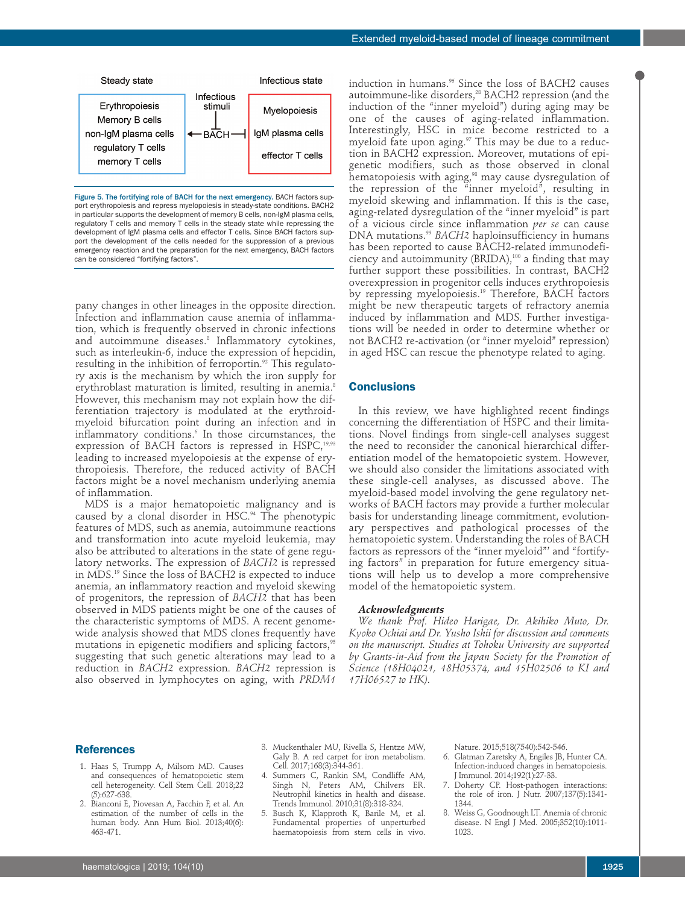| Steady state | Infectious stimuli | Infectious state |
|---|---|---|
| Erythropoiesis<br>Memory B cells<br>non-IgM plasma cells<br>regulatory T cells<br>memory T cells | ← BACH ⊣ | Myelopoiesis<br>IgM plasma cells<br>effector T cells |

**Figure 5. The fortifying role of BACH for the next emergency.** BACH factors support erythropoiesis and repress myelopoiesis in steady-state conditions. BACH2 in particular supports the development of memory B cells, non-IgM plasma cells, regulatory T cells and memory T cells in the steady state while repressing the development of IgM plasma cells and effector T cells. Since BACH factors support the development of the cells needed for the suppression of a previous emergency reaction and the preparation for the next emergency, BACH factors can be considered "fortifying factors".

pany changes in other lineages in the opposite direction. Infection and inflammation cause anemia of inflammation, which is frequently observed in chronic infections and autoimmune diseases.[8] Inflammatory cytokines, such as interleukin-6, induce the expression of hepcidin, resulting in the inhibition of ferroportin.[92] This regulatory axis is the mechanism by which the iron supply for erythroblast maturation is limited, resulting in anemia.[8] However, this mechanism may not explain how the differentiation trajectory is modulated at the erythroid-myeloid bifurcation point during an infection and in inflammatory conditions.[6] In those circumstances, the expression of BACH factors is repressed in HSPC,[19,93] leading to increased myelopoiesis at the expense of erythropoiesis. Therefore, the reduced activity of BACH factors might be a novel mechanism underlying anemia of inflammation.

MDS is a major hematopoietic malignancy and is caused by a clonal disorder in HSC.[94] The phenotypic features of MDS, such as anemia, autoimmune reactions and transformation into acute myeloid leukemia, may also be attributed to alterations in the state of gene regulatory networks. The expression of *BACH2* is repressed in MDS.[19] Since the loss of BACH2 is expected to induce anemia, an inflammatory reaction and myeloid skewing of progenitors, the repression of *BACH2* that has been observed in MDS patients might be one of the causes of the characteristic symptoms of MDS. A recent genome-wide analysis showed that MDS clones frequently have mutations in epigenetic modifiers and splicing factors,[95] suggesting that such genetic alterations may lead to a reduction in *BACH2* expression. *BACH2* repression is also observed in lymphocytes on aging, with *PRDM1* induction in humans.[96] Since the loss of BACH2 causes autoimmune-like disorders,[28] BACH2 repression (and the induction of the "inner myeloid") during aging may be one of the causes of aging-related inflammation. Interestingly, HSC in mice become restricted to a myeloid fate upon aging.[97] This may be due to a reduction in BACH2 expression. Moreover, mutations of epigenetic modifiers, such as those observed in clonal hematopoiesis with aging,[98] may cause dysregulation of the repression of the "inner myeloid", resulting in myeloid skewing and inflammation. If this is the case, aging-related dysregulation of the "inner myeloid" is part of a vicious circle since inflammation *per se* can cause DNA mutations.[99] *BACH2* haploinsufficiency in humans has been reported to cause BACH2-related immunodeficiency and autoimmunity (BRIDA),[100] a finding that may further support these possibilities. In contrast, BACH2 overexpression in progenitor cells induces erythropoiesis by repressing myelopoiesis.[19] Therefore, BACH factors might be new therapeutic targets of refractory anemia induced by inflammation and MDS. Further investigations will be needed in order to determine whether or not BACH2 re-activation (or "inner myeloid" repression) in aged HSC can rescue the phenotype related to aging.

## Conclusions

In this review, we have highlighted recent findings concerning the differentiation of HSPC and their limitations. Novel findings from single-cell analyses suggest the need to reconsider the canonical hierarchical differentiation model of the hematopoietic system. However, we should also consider the limitations associated with these single-cell analyses, as discussed above. The myeloid-based model involving the gene regulatory networks of BACH factors may provide a further molecular basis for understanding lineage commitment, evolutionary perspectives and pathological processes of the hematopoietic system. Understanding the roles of BACH factors as repressors of the "inner myeloid"' and "fortifying factors" in preparation for future emergency situations will help us to develop a more comprehensive model of the hematopoietic system.

#### *Acknowledgments*

*We thank Prof. Hideo Harigae, Dr. Akihiko Muto, Dr. Kyoko Ochiai and Dr. Yusho Ishii for discussion and comments on the manuscript. Studies at Tohoku University are supported by Grants-in-Aid from the Japan Society for the Promotion of Science (18H04021, 18H05374, and 15H02506 to KI and 17H06527 to HK).*

## References

1. Haas S, Trumpp A, Milsom MD. Causes and consequences of hematopoietic stem cell heterogeneity. Cell Stem Cell. 2018;22(5):627-638.
2. Bianconi E, Piovesan A, Facchin F, et al. An estimation of the number of cells in the human body. Ann Hum Biol. 2013;40(6):463-471.
3. Muckenthaler MU, Rivella S, Hentze MW, Galy B. A red carpet for iron metabolism. Cell. 2017;168(3):344-361.
4. Summers C, Rankin SM, Condliffe AM, Singh N, Peters AM, Chilvers ER. Neutrophil kinetics in health and disease. Trends Immunol. 2010;31(8):318-324.
5. Busch K, Klapproth K, Barile M, et al. Fundamental properties of unperturbed haematopoiesis from stem cells in vivo. Nature. 2015;518(7540):542-546.
6. Glatman Zaretsky A, Engiles JB, Hunter CA. Infection-induced changes in hematopoiesis. J Immunol. 2014;192(1):27-33.
7. Doherty CP. Host-pathogen interactions: the role of iron. J Nutr. 2007;137(5):1341-1344.
8. Weiss G, Goodnough LT. Anemia of chronic disease. N Engl J Med. 2005;352(10):1011-1023.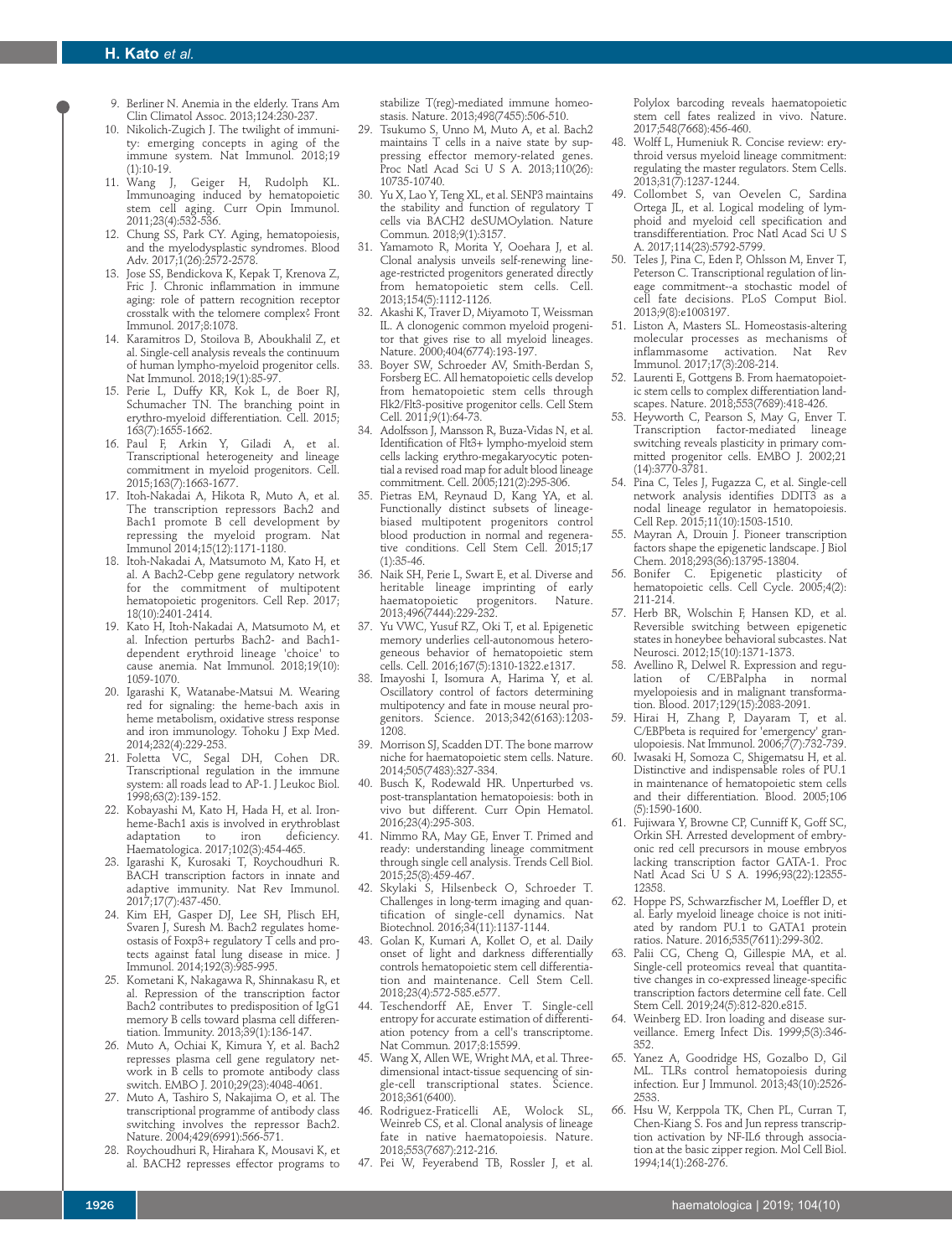9. Berliner N. Anemia in the elderly. Trans Am Clin Climatol Assoc. 2013;124:230-237.
10. Nikolich-Zugich J. The twilight of immunity: emerging concepts in aging of the immune system. Nat Immunol. 2018;19(1):10-19.
11. Wang J, Geiger H, Rudolph KL. Immunoaging induced by hematopoietic stem cell aging. Curr Opin Immunol. 2011;23(4):532-536.
12. Chung SS, Park CY. Aging, hematopoiesis, and the myelodysplastic syndromes. Blood Adv. 2017;1(26):2572-2578.
13. Jose SS, Bendickova K, Kepak T, Krenova Z, Fric J. Chronic inflammation in immune aging: role of pattern recognition receptor crosstalk with the telomere complex? Front Immunol. 2017;8:1078.
14. Karamitros D, Stoilova B, Aboukhalil Z, et al. Single-cell analysis reveals the continuum of human lympho-myeloid progenitor cells. Nat Immunol. 2018;19(1):85-97.
15. Perie L, Duffy KR, Kok L, de Boer RJ, Schumacher TN. The branching point in erythro-myeloid differentiation. Cell. 2015;163(7):1655-1662.
16. Paul F, Arkin Y, Giladi A, et al. Transcriptional heterogeneity and lineage commitment in myeloid progenitors. Cell. 2015;163(7):1663-1677.
17. Itoh-Nakadai A, Hikota R, Muto A, et al. The transcription repressors Bach2 and Bach1 promote B cell development by repressing the myeloid program. Nat Immunol 2014;15(12):1171-1180.
18. Itoh-Nakadai A, Matsumoto M, Kato H, et al. A Bach2-Cebp gene regulatory network for the commitment of multipotent hematopoietic progenitors. Cell Rep. 2017; 18(10):2401-2414.
19. Kato H, Itoh-Nakadai A, Matsumoto M, et al. Infection perturbs Bach2- and Bach1-dependent erythroid lineage 'choice' to cause anemia. Nat Immunol. 2018;19(10): 1059-1070.
20. Igarashi K, Watanabe-Matsui M. Wearing red for signaling: the heme-bach axis in heme metabolism, oxidative stress response and iron immunology. Tohoku J Exp Med. 2014;232(4):229-253.
21. Foletta VC, Segal DH, Cohen DR. Transcriptional regulation in the immune system: all roads lead to AP-1. J Leukoc Biol. 1998;63(2):139-152.
22. Kobayashi M, Kato H, Hada H, et al. Iron-heme-Bach1 axis is involved in erythroblast adaptation to iron deficiency. Haematologica. 2017;102(3):454-465.
23. Igarashi K, Kurosaki T, Roychoudhuri R. BACH transcription factors in innate and adaptive immunity. Nat Rev Immunol. 2017;17(7):437-450.
24. Kim EH, Gasper DJ, Lee SH, Plisch EH, Svaren J, Suresh M. Bach2 regulates homeostasis of Foxp3+ regulatory T cells and protects against fatal lung disease in mice. J Immunol. 2014;192(3):985-995.
25. Kometani K, Nakagawa R, Shinnakasu R, et al. Repression of the transcription factor Bach2 contributes to predisposition of IgG1 memory B cells toward plasma cell differentiation. Immunity. 2013;39(1):136-147.
26. Muto A, Ochiai K, Kimura Y, et al. Bach2 represses plasma cell gene regulatory network in B cells to promote antibody class switch. EMBO J. 2010;29(23):4048-4061.
27. Muto A, Tashiro S, Nakajima O, et al. The transcriptional programme of antibody class switching involves the repressor Bach2. Nature. 2004;429(6991):566-571.
28. Roychoudhuri R, Hirahara K, Mousavi K, et al. BACH2 represses effector programs to stabilize T(reg)-mediated immune homeostasis. Nature. 2013;498(7455):506-510.
29. Tsukumo S, Unno M, Muto A, et al. Bach2 maintains T cells in a naive state by suppressing effector memory-related genes. Proc Natl Acad Sci U S A. 2013;110(26): 10735-10740.
30. Yu X, Lao Y, Teng XL, et al. SENP3 maintains the stability and function of regulatory T cells via BACH2 deSUMOylation. Nature Commun. 2018;9(1):3157.
31. Yamamoto R, Morita Y, Ooehara J, et al. Clonal analysis unveils self-renewing lineage-restricted progenitors generated directly from hematopoietic stem cells. Cell. 2013;154(5):1112-1126.
32. Akashi K, Traver D, Miyamoto T, Weissman IL. A clonogenic common myeloid progenitor that gives rise to all myeloid lineages. Nature. 2000;404(6774):193-197.
33. Boyer SW, Schroeder AV, Smith-Berdan S, Forsberg EC. All hematopoietic cells develop from hematopoietic stem cells through Flk2/Flt3-positive progenitor cells. Cell Stem Cell. 2011;9(1):64-73.
34. Adolfsson J, Mansson R, Buza-Vidas N, et al. Identification of Flt3+ lympho-myeloid stem cells lacking erythro-megakaryocytic potential a revised road map for adult blood lineage commitment. Cell. 2005;121(2):295-306.
35. Pietras EM, Reynaud D, Kang YA, et al. Functionally distinct subsets of lineage-biased multipotent progenitors control blood production in normal and regenerative conditions. Cell Stem Cell. 2015;17(1):35-46.
36. Naik SH, Perie L, Swart E, et al. Diverse and heritable lineage imprinting of early haematopoietic progenitors. Nature. 2013;496(7444):229-232.
37. Yu VWC, Yusuf RZ, Oki T, et al. Epigenetic memory underlies cell-autonomous heterogeneous behavior of hematopoietic stem cells. Cell. 2016;167(5):1310-1322.e1317.
38. Imayoshi I, Isomura A, Harima Y, et al. Oscillatory control of factors determining multipotency and fate in mouse neural progenitors. Science. 2013;342(6163):1203-1208.
39. Morrison SJ, Scadden DT. The bone marrow niche for haematopoietic stem cells. Nature. 2014;505(7483):327-334.
40. Busch K, Rodewald HR. Unperturbed vs. post-transplantation hematopoiesis: both in vivo but different. Curr Opin Hematol. 2016;23(4):295-303.
41. Nimmo RA, May GE, Enver T. Primed and ready: understanding lineage commitment through single cell analysis. Trends Cell Biol. 2015;25(8):459-467.
42. Skylaki S, Hilsenbeck O, Schroeder T. Challenges in long-term imaging and quantification of single-cell dynamics. Nat Biotechnol. 2016;34(11):1137-1144.
43. Golan K, Kumari A, Kollet O, et al. Daily onset of light and darkness differentially controls hematopoietic stem cell differentiation and maintenance. Cell Stem Cell. 2018;23(4):572-585.e577.
44. Teschendorff AE, Enver T. Single-cell entropy for accurate estimation of differentiation potency from a cell's transcriptome. Nat Commun. 2017;8:15599.
45. Wang X, Allen WE, Wright MA, et al. Three-dimensional intact-tissue sequencing of single-cell transcriptional states. Science. 2018;361(6400).
46. Rodriguez-Fraticelli AE, Wolock SL, Weinreb CS, et al. Clonal analysis of lineage fate in native haematopoiesis. Nature. 2018;553(7687):212-216.
47. Pei W, Feyerabend TB, Rossler J, et al. Polylox barcoding reveals haematopoietic stem cell fates realized in vivo. Nature. 2017;548(7668):456-460.
48. Wolff L, Humeniuk R. Concise review: erythroid versus myeloid lineage commitment: regulating the master regulators. Stem Cells. 2013;31(7):1237-1244.
49. Collombet S, van Oevelen C, Sardina Ortega JL, et al. Logical modeling of lymphoid and myeloid cell specification and transdifferentiation. Proc Natl Acad Sci U S A. 2017;114(23):5792-5799.
50. Teles J, Pina C, Eden P, Ohlsson M, Enver T, Peterson C. Transcriptional regulation of lineage commitment--a stochastic model of cell fate decisions. PLoS Comput Biol. 2013;9(8):e1003197.
51. Liston A, Masters SL. Homeostasis-altering molecular processes as mechanisms of inflammasome activation. Nat Rev Immunol. 2017;17(3):208-214.
52. Laurenti E, Gottgens B. From haematopoietic stem cells to complex differentiation landscapes. Nature. 2018;553(7689):418-426.
53. Heyworth C, Pearson S, May G, Enver T. Transcription factor-mediated lineage switching reveals plasticity in primary committed progenitor cells. EMBO J. 2002;21(14):3770-3781.
54. Pina C, Teles J, Fugazza C, et al. Single-cell network analysis identifies DDIT3 as a nodal lineage regulator in hematopoiesis. Cell Rep. 2015;11(10):1503-1510.
55. Mayran A, Drouin J. Pioneer transcription factors shape the epigenetic landscape. J Biol Chem. 2018;293(36):13795-13804.
56. Bonifer C. Epigenetic plasticity of hematopoietic cells. Cell Cycle. 2005;4(2): 211-214.
57. Herb BR, Wolschin F, Hansen KD, et al. Reversible switching between epigenetic states in honeybee behavioral subcastes. Nat Neurosci. 2012;15(10):1371-1373.
58. Avellino R, Delwel R. Expression and regulation of C/EBPalpha in normal myelopoiesis and in malignant transformation. Blood. 2017;129(15):2083-2091.
59. Hirai H, Zhang P, Dayaram T, et al. C/EBPbeta is required for 'emergency' granulopoiesis. Nat Immunol. 2006;7(7):732-739.
60. Iwasaki H, Somoza C, Shigematsu H, et al. Distinctive and indispensable roles of PU.1 in maintenance of hematopoietic stem cells and their differentiation. Blood. 2005;106(5):1590-1600.
61. Fujiwara Y, Browne CP, Cunniff K, Goff SC, Orkin SH. Arrested development of embryonic red cell precursors in mouse embryos lacking transcription factor GATA-1. Proc Natl Acad Sci U S A. 1996;93(22):12355-12358.
62. Hoppe PS, Schwarzfischer M, Loeffler D, et al. Early myeloid lineage choice is not initiated by random PU.1 to GATA1 protein ratios. Nature. 2016;535(7611):299-302.
63. Palii CG, Cheng Q, Gillespie MA, et al. Single-cell proteomics reveal that quantitative changes in co-expressed lineage-specific transcription factors determine cell fate. Cell Stem Cell. 2019;24(5):812-820.e815.
64. Weinberg ED. Iron loading and disease surveillance. Emerg Infect Dis. 1999;5(3):346-352.
65. Yanez A, Goodridge HS, Gozalbo D, Gil ML. TLRs control hematopoiesis during infection. Eur J Immunol. 2013;43(10):2526-2533.
66. Hsu W, Kerppola TK, Chen PL, Curran T, Chen-Kiang S. Fos and Jun repress transcription activation by NF-IL6 through association at the basic zipper region. Mol Cell Biol. 1994;14(1):268-276.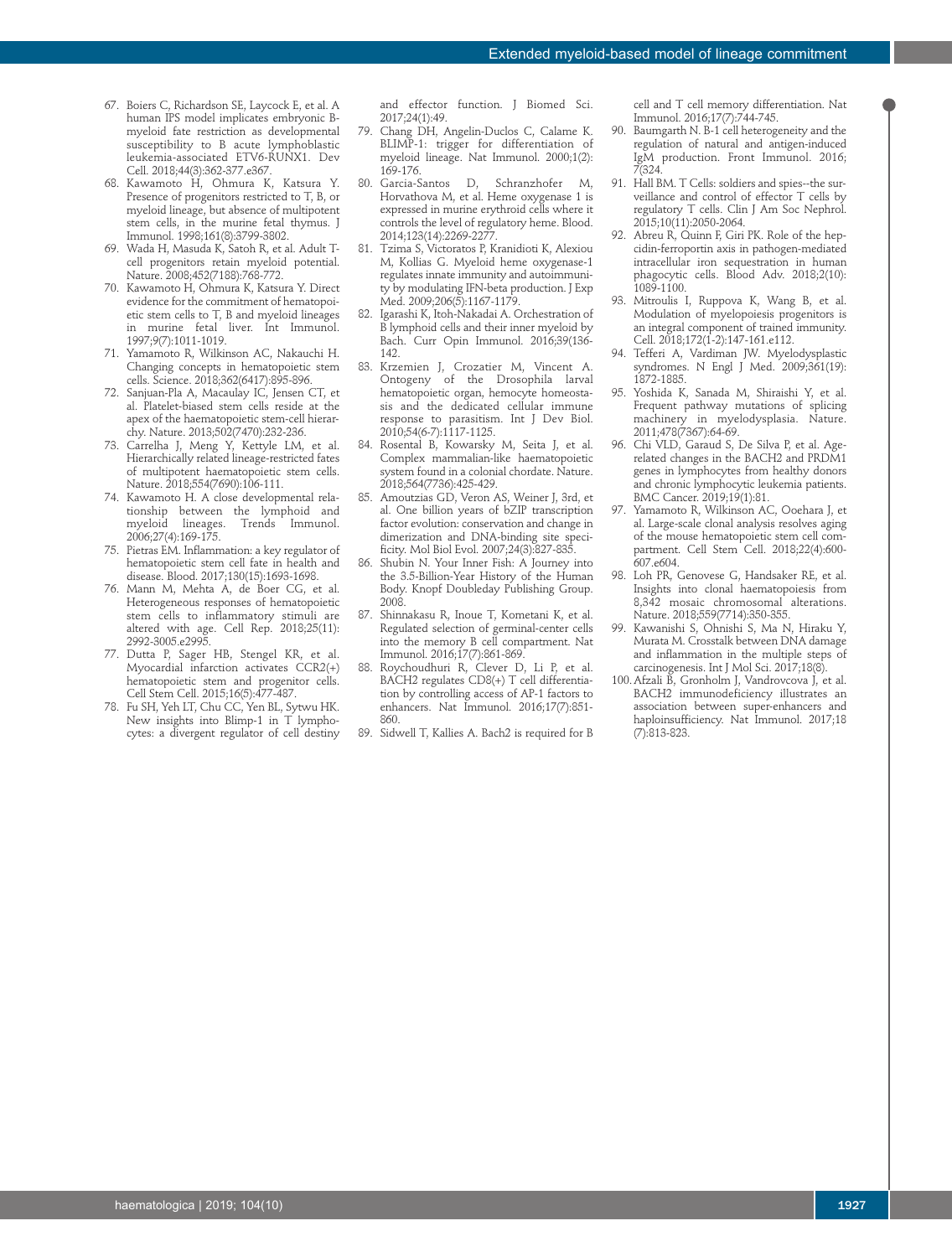67. Boiers C, Richardson SE, Laycock E, et al. A human IPS model implicates embryonic B-myeloid fate restriction as developmental susceptibility to B acute lymphoblastic leukemia-associated ETV6-RUNX1. Dev Cell. 2018;44(3):362-377.e367.
68. Kawamoto H, Ohmura K, Katsura Y. Presence of progenitors restricted to T, B, or myeloid lineage, but absence of multipotent stem cells, in the murine fetal thymus. J Immunol. 1998;161(8):3799-3802.
69. Wada H, Masuda K, Satoh R, et al. Adult T-cell progenitors retain myeloid potential. Nature. 2008;452(7188):768-772.
70. Kawamoto H, Ohmura K, Katsura Y. Direct evidence for the commitment of hematopoietic stem cells to T, B and myeloid lineages in murine fetal liver. Int Immunol. 1997;9(7):1011-1019.
71. Yamamoto R, Wilkinson AC, Nakauchi H. Changing concepts in hematopoietic stem cells. Science. 2018;362(6417):895-896.
72. Sanjuan-Pla A, Macaulay IC, Jensen CT, et al. Platelet-biased stem cells reside at the apex of the haematopoietic stem-cell hierarchy. Nature. 2013;502(7470):232-236.
73. Carrelha J, Meng Y, Kettyle LM, et al. Hierarchically related lineage-restricted fates of multipotent haematopoietic stem cells. Nature. 2018;554(7690):106-111.
74. Kawamoto H. A close developmental relationship between the lymphoid and myeloid lineages. Trends Immunol. 2006;27(4):169-175.
75. Pietras EM. Inflammation: a key regulator of hematopoietic stem cell fate in health and disease. Blood. 2017;130(15):1693-1698.
76. Mann M, Mehta A, de Boer CG, et al. Heterogeneous responses of hematopoietic stem cells to inflammatory stimuli are altered with age. Cell Rep. 2018;25(11): 2992-3005.e2995.
77. Dutta P, Sager HB, Stengel KR, et al. Myocardial infarction activates CCR2(+) hematopoietic stem and progenitor cells. Cell Stem Cell. 2015;16(5):477-487.
78. Fu SH, Yeh LT, Chu CC, Yen BL, Sytwu HK. New insights into Blimp-1 in T lymphocytes: a divergent regulator of cell destiny and effector function. J Biomed Sci. 2017;24(1):49.
79. Chang DH, Angelin-Duclos C, Calame K. BLIMP-1: trigger for differentiation of myeloid lineage. Nat Immunol. 2000;1(2): 169-176.
80. Garcia-Santos D, Schranzhofer M, Horvathova M, et al. Heme oxygenase 1 is expressed in murine erythroid cells where it controls the level of regulatory heme. Blood. 2014;123(14):2269-2277.
81. Tzima S, Victoratos P, Kranidioti K, Alexiou M, Kollias G. Myeloid heme oxygenase-1 regulates innate immunity and autoimmunity by modulating IFN-beta production. J Exp Med. 2009;206(5):1167-1179.
82. Igarashi K, Itoh-Nakadai A. Orchestration of B lymphoid cells and their inner myeloid by Bach. Curr Opin Immunol. 2016;39(136-142.
83. Krzemien J, Crozatier M, Vincent A. Ontogeny of the Drosophila larval hematopoietic organ, hemocyte homeostasis and the dedicated cellular immune response to parasitism. Int J Dev Biol. 2010;54(6-7):1117-1125.
84. Rosental B, Kowarsky M, Seita J, et al. Complex mammalian-like haematopoietic system found in a colonial chordate. Nature. 2018;564(7736):425-429.
85. Amoutzias GD, Veron AS, Weiner J, 3rd, et al. One billion years of bZIP transcription factor evolution: conservation and change in dimerization and DNA-binding site specificity. Mol Biol Evol. 2007;24(3):827-835.
86. Shubin N. Your Inner Fish: A Journey into the 3.5-Billion-Year History of the Human Body. Knopf Doubleday Publishing Group. 2008.
87. Shinnakasu R, Inoue T, Kometani K, et al. Regulated selection of germinal-center cells into the memory B cell compartment. Nat Immunol. 2016;17(7):861-869.
88. Roychoudhuri R, Clever D, Li P, et al. BACH2 regulates CD8(+) T cell differentiation by controlling access of AP-1 factors to enhancers. Nat Immunol. 2016;17(7):851-860.
89. Sidwell T, Kallies A. Bach2 is required for B cell and T cell memory differentiation. Nat Immunol. 2016;17(7):744-745.
90. Baumgarth N. B-1 cell heterogeneity and the regulation of natural and antigen-induced IgM production. Front Immunol. 2016; 7(324.
91. Hall BM. T Cells: soldiers and spies--the surveillance and control of effector T cells by regulatory T cells. Clin J Am Soc Nephrol. 2015;10(11):2050-2064.
92. Abreu R, Quinn F, Giri PK. Role of the hepcidin-ferroportin axis in pathogen-mediated intracellular iron sequestration in human phagocytic cells. Blood Adv. 2018;2(10): 1089-1100.
93. Mitroulis I, Ruppova K, Wang B, et al. Modulation of myelopoiesis progenitors is an integral component of trained immunity. Cell. 2018;172(1-2):147-161.e112.
94. Tefferi A, Vardiman JW. Myelodysplastic syndromes. N Engl J Med. 2009;361(19): 1872-1885.
95. Yoshida K, Sanada M, Shiraishi Y, et al. Frequent pathway mutations of splicing machinery in myelodysplasia. Nature. 2011;478(7367):64-69.
96. Chi VLD, Garaud S, De Silva P, et al. Age-related changes in the BACH2 and PRDM1 genes in lymphocytes from healthy donors and chronic lymphocytic leukemia patients. BMC Cancer. 2019;19(1):81.
97. Yamamoto R, Wilkinson AC, Ooehara J, et al. Large-scale clonal analysis resolves aging of the mouse hematopoietic stem cell compartment. Cell Stem Cell. 2018;22(4):600-607.e604.
98. Loh PR, Genovese G, Handsaker RE, et al. Insights into clonal haematopoiesis from 8,342 mosaic chromosomal alterations. Nature. 2018;559(7714):350-355.
99. Kawanishi S, Ohnishi S, Ma N, Hiraku Y, Murata M. Crosstalk between DNA damage and inflammation in the multiple steps of carcinogenesis. Int J Mol Sci. 2017;18(8).
100. Afzali B, Gronholm J, Vandrovcova J, et al. BACH2 immunodeficiency illustrates an association between super-enhancers and haploinsufficiency. Nat Immunol. 2017;18 (7):813-823.